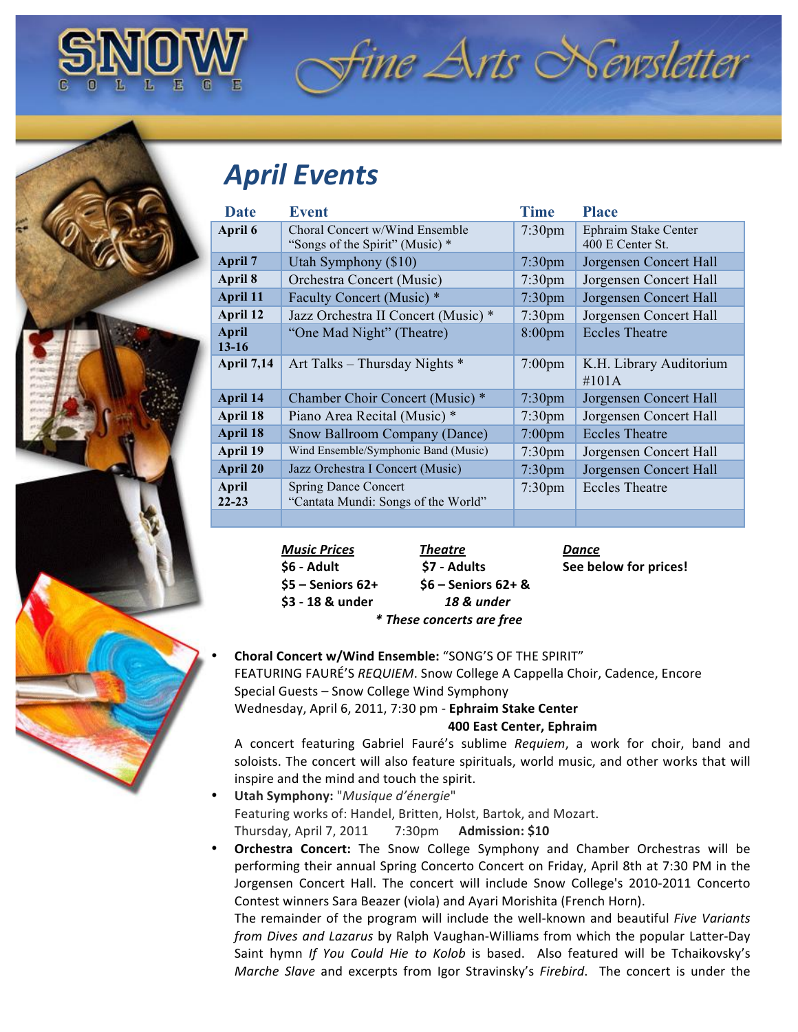# SNOW COLLEGE Fine Arts Newsletter

## April Events

| Date | Event | Time | Place |
|---|---|---|---|
| April 6 | Choral Concert w/Wind Ensemble "Songs of the Spirit" (Music) * | 7:30pm | Ephraim Stake Center 400 E Center St. |
| April 7 | Utah Symphony ($10) | 7:30pm | Jorgensen Concert Hall |
| April 8 | Orchestra Concert (Music) | 7:30pm | Jorgensen Concert Hall |
| April 11 | Faculty Concert (Music) * | 7:30pm | Jorgensen Concert Hall |
| April 12 | Jazz Orchestra II Concert (Music) * | 7:30pm | Jorgensen Concert Hall |
| April 13-16 | "One Mad Night" (Theatre) | 8:00pm | Eccles Theatre |
| April 7,14 | Art Talks – Thursday Nights * | 7:00pm | K.H. Library Auditorium #101A |
| April 14 | Chamber Choir Concert (Music) * | 7:30pm | Jorgensen Concert Hall |
| April 18 | Piano Area Recital (Music) * | 7:30pm | Jorgensen Concert Hall |
| April 18 | Snow Ballroom Company (Dance) | 7:00pm | Eccles Theatre |
| April 19 | Wind Ensemble/Symphonic Band (Music) | 7:30pm | Jorgensen Concert Hall |
| April 20 | Jazz Orchestra I Concert (Music) | 7:30pm | Jorgensen Concert Hall |
| April 22-23 | Spring Dance Concert "Cantata Mundi: Songs of the World" | 7:30pm | Eccles Theatre |
| | | | |

| ***Music Prices*** | ***Theatre*** | ***Dance*** |
|---|---|---|
| **$6 - Adult** | **$7 - Adults** | **See below for prices!** |
| **$5 – Seniors 62+** | **$6 – Seniors 62+ & *18 & under*** | |
| **$3 - 18 & under** | | |

***\* These concerts are free***

- **Choral Concert w/Wind Ensemble:** "SONG'S OF THE SPIRIT" FEATURING FAURÉ'S *REQUIEM*. Snow College A Cappella Choir, Cadence, Encore
  Special Guests – Snow College Wind Symphony
  Wednesday, April 6, 2011, 7:30 pm - **Ephraim Stake Center 400 East Center, Ephraim**
  A concert featuring Gabriel Fauré's sublime *Requiem*, a work for choir, band and soloists. The concert will also feature spirituals, world music, and other works that will inspire and the mind and touch the spirit.
- **Utah Symphony:** "*Musique d'énergie*"
  Featuring works of: Handel, Britten, Holst, Bartok, and Mozart.
  Thursday, April 7, 2011 7:30pm **Admission: $10**
- **Orchestra Concert:** The Snow College Symphony and Chamber Orchestras will be performing their annual Spring Concerto Concert on Friday, April 8th at 7:30 PM in the Jorgensen Concert Hall. The concert will include Snow College's 2010-2011 Concerto Contest winners Sara Beazer (viola) and Ayari Morishita (French Horn).
  The remainder of the program will include the well-known and beautiful *Five Variants from Dives and Lazarus* by Ralph Vaughan-Williams from which the popular Latter-Day Saint hymn *If You Could Hie to Kolob* is based. Also featured will be Tchaikovsky's *Marche Slave* and excerpts from Igor Stravinsky's *Firebird*. The concert is under the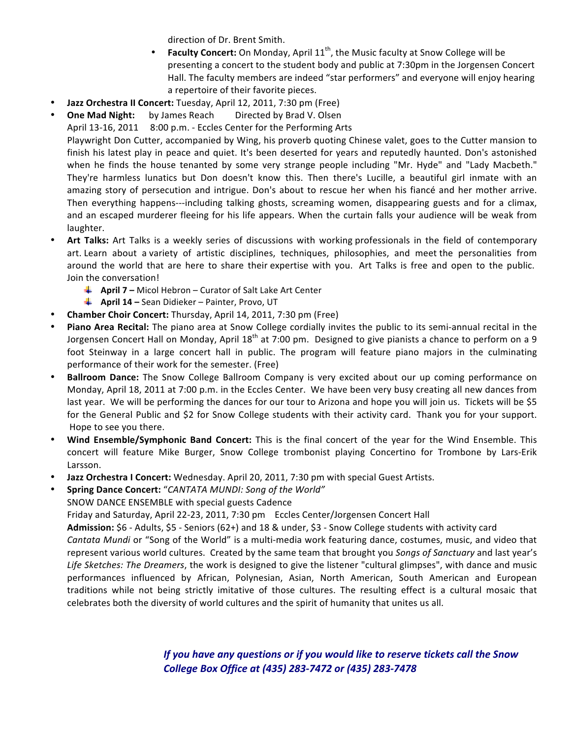direction of Dr. Brent Smith.

- **Faculty Concert:** On Monday, April 11th, the Music faculty at Snow College will be presenting a concert to the student body and public at 7:30pm in the Jorgensen Concert Hall. The faculty members are indeed "star performers" and everyone will enjoy hearing a repertoire of their favorite pieces.

- **Jazz Orchestra II Concert:** Tuesday, April 12, 2011, 7:30 pm (Free)
- **One Mad Night:** by James Reach Directed by Brad V. Olsen
  April 13-16, 2011 8:00 p.m. - Eccles Center for the Performing Arts
  Playwright Don Cutter, accompanied by Wing, his proverb quoting Chinese valet, goes to the Cutter mansion to finish his latest play in peace and quiet. It's been deserted for years and reputedly haunted. Don's astonished when he finds the house tenanted by some very strange people including "Mr. Hyde" and "Lady Macbeth." They're harmless lunatics but Don doesn't know this. Then there's Lucille, a beautiful girl inmate with an amazing story of persecution and intrigue. Don's about to rescue her when his fiancé and her mother arrive. Then everything happens---including talking ghosts, screaming women, disappearing guests and for a climax, and an escaped murderer fleeing for his life appears. When the curtain falls your audience will be weak from laughter.
- **Art Talks:** Art Talks is a weekly series of discussions with working professionals in the field of contemporary art. Learn about a variety of artistic disciplines, techniques, philosophies, and meet the personalities from around the world that are here to share their expertise with you. Art Talks is free and open to the public. Join the conversation!
  - **April 7 –** Micol Hebron – Curator of Salt Lake Art Center
  - **April 14 –** Sean Didieker – Painter, Provo, UT
- **Chamber Choir Concert:** Thursday, April 14, 2011, 7:30 pm (Free)
- **Piano Area Recital:** The piano area at Snow College cordially invites the public to its semi-annual recital in the Jorgensen Concert Hall on Monday, April 18th at 7:00 pm. Designed to give pianists a chance to perform on a 9 foot Steinway in a large concert hall in public. The program will feature piano majors in the culminating performance of their work for the semester. (Free)
- **Ballroom Dance:** The Snow College Ballroom Company is very excited about our up coming performance on Monday, April 18, 2011 at 7:00 p.m. in the Eccles Center. We have been very busy creating all new dances from last year. We will be performing the dances for our tour to Arizona and hope you will join us. Tickets will be $5 for the General Public and $2 for Snow College students with their activity card. Thank you for your support. Hope to see you there.
- **Wind Ensemble/Symphonic Band Concert:** This is the final concert of the year for the Wind Ensemble. This concert will feature Mike Burger, Snow College trombonist playing Concertino for Trombone by Lars-Erik Larsson.
- **Jazz Orchestra I Concert:** Wednesday. April 20, 2011, 7:30 pm with special Guest Artists.
- **Spring Dance Concert:** "*CANTATA MUNDI: Song of the World"*
  SNOW DANCE ENSEMBLE with special guests Cadence
  Friday and Saturday, April 22-23, 2011, 7:30 pm Eccles Center/Jorgensen Concert Hall
  **Admission:** $6 - Adults, $5 - Seniors (62+) and 18 & under, $3 - Snow College students with activity card
  *Cantata Mundi* or "Song of the World" is a multi-media work featuring dance, costumes, music, and video that represent various world cultures. Created by the same team that brought you *Songs of Sanctuary* and last year's *Life Sketches: The Dreamers*, the work is designed to give the listener "cultural glimpses", with dance and music performances influenced by African, Polynesian, Asian, North American, South American and European traditions while not being strictly imitative of those cultures. The resulting effect is a cultural mosaic that celebrates both the diversity of world cultures and the spirit of humanity that unites us all.

***If you have any questions or if you would like to reserve tickets call the Snow College Box Office at (435) 283-7472 or (435) 283-7478***